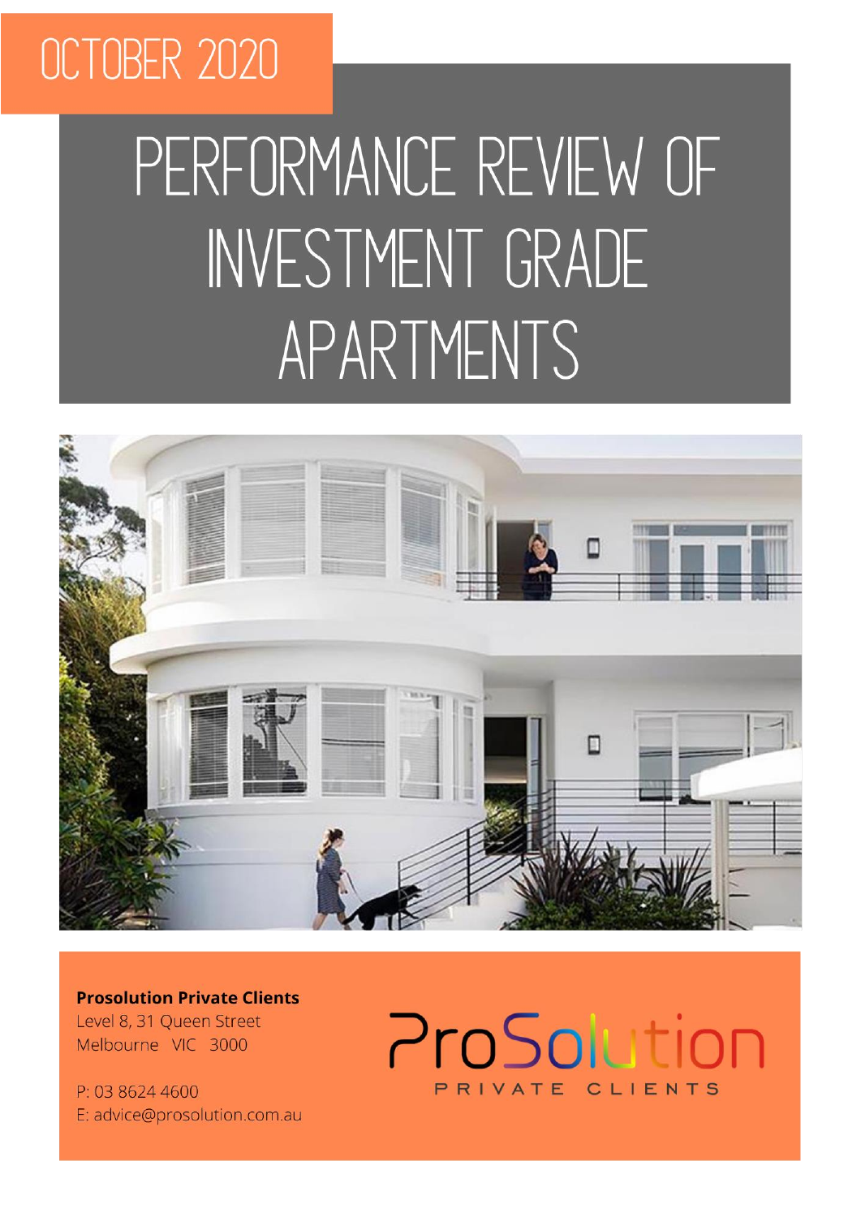OCTOBER 2020

# PERFORMANCE REVIEW OF INVESTMENT GRADE APARTMENTS

**Prosolution Private Clients**
Level 8, 31 Queen Street
Melbourne VIC 3000

P: 03 8624 4600
E: advice@prosolution.com.au

ProSolution
PRIVATE CLIENTS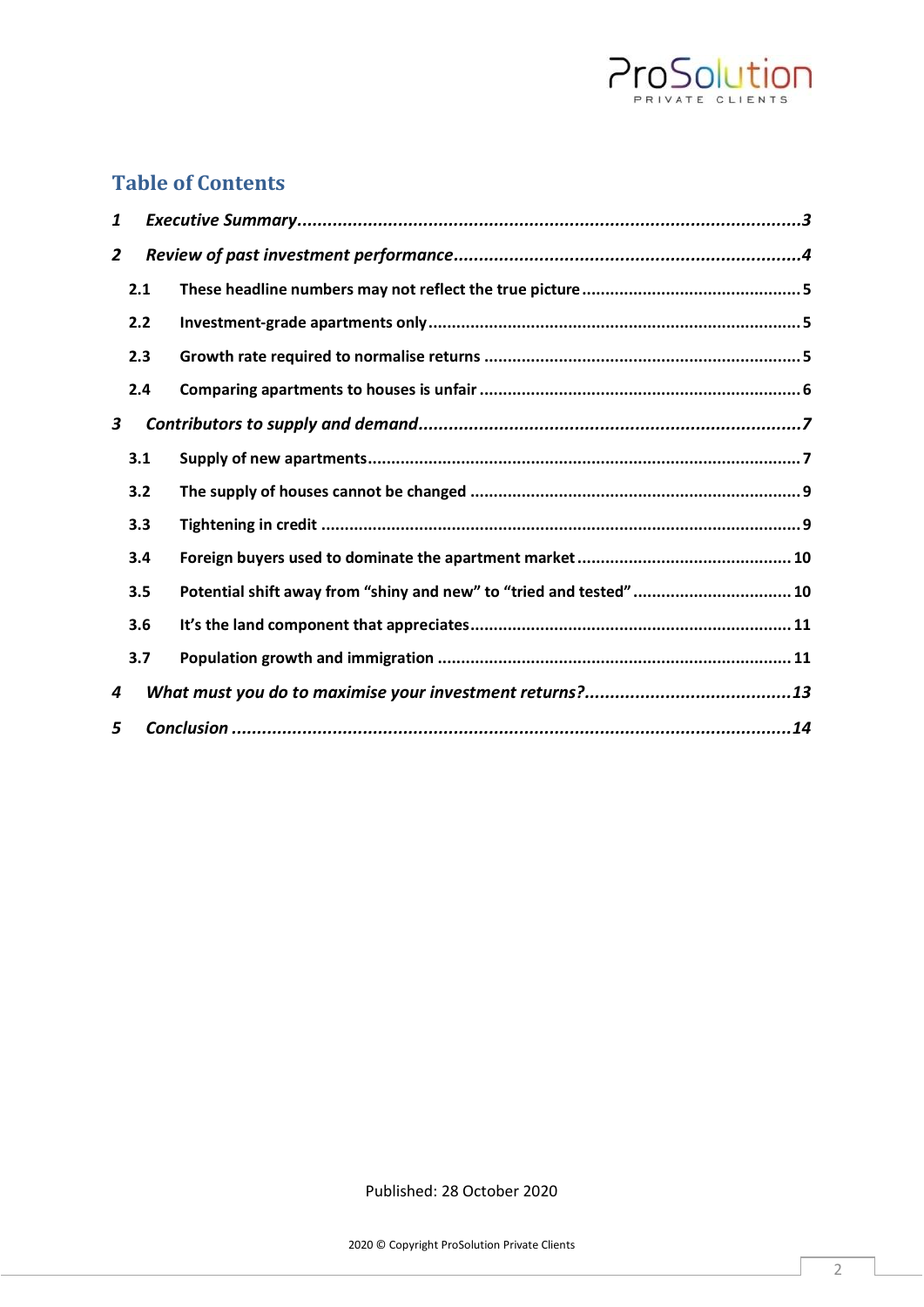## Table of Contents

1 *Executive Summary* ... 3

2 *Review of past investment performance* ... 4

- 2.1 These headline numbers may not reflect the true picture ... 5
- 2.2 Investment-grade apartments only ... 5
- 2.3 Growth rate required to normalise returns ... 5
- 2.4 Comparing apartments to houses is unfair ... 6

3 *Contributors to supply and demand* ... 7

- 3.1 Supply of new apartments ... 7
- 3.2 The supply of houses cannot be changed ... 9
- 3.3 Tightening in credit ... 9
- 3.4 Foreign buyers used to dominate the apartment market ... 10
- 3.5 Potential shift away from "shiny and new" to "tried and tested" ... 10
- 3.6 It's the land component that appreciates ... 11
- 3.7 Population growth and immigration ... 11

4 *What must you do to maximise your investment returns?* ... 13

5 *Conclusion* ... 14

Published: 28 October 2020

2020 © Copyright ProSolution Private Clients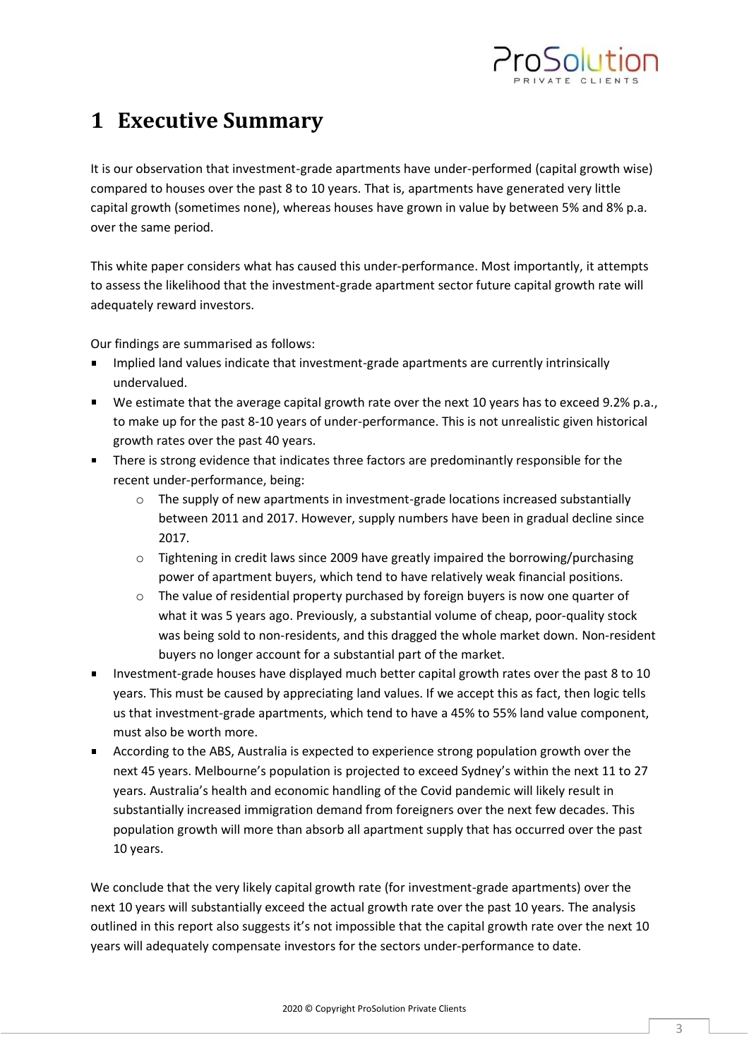# 1 Executive Summary

It is our observation that investment-grade apartments have under-performed (capital growth wise) compared to houses over the past 8 to 10 years. That is, apartments have generated very little capital growth (sometimes none), whereas houses have grown in value by between 5% and 8% p.a. over the same period.

This white paper considers what has caused this under-performance. Most importantly, it attempts to assess the likelihood that the investment-grade apartment sector future capital growth rate will adequately reward investors.

Our findings are summarised as follows:

- Implied land values indicate that investment-grade apartments are currently intrinsically undervalued.
- We estimate that the average capital growth rate over the next 10 years has to exceed 9.2% p.a., to make up for the past 8-10 years of under-performance. This is not unrealistic given historical growth rates over the past 40 years.
- There is strong evidence that indicates three factors are predominantly responsible for the recent under-performance, being:
  - The supply of new apartments in investment-grade locations increased substantially between 2011 and 2017. However, supply numbers have been in gradual decline since 2017.
  - Tightening in credit laws since 2009 have greatly impaired the borrowing/purchasing power of apartment buyers, which tend to have relatively weak financial positions.
  - The value of residential property purchased by foreign buyers is now one quarter of what it was 5 years ago. Previously, a substantial volume of cheap, poor-quality stock was being sold to non-residents, and this dragged the whole market down. Non-resident buyers no longer account for a substantial part of the market.
- Investment-grade houses have displayed much better capital growth rates over the past 8 to 10 years. This must be caused by appreciating land values. If we accept this as fact, then logic tells us that investment-grade apartments, which tend to have a 45% to 55% land value component, must also be worth more.
- According to the ABS, Australia is expected to experience strong population growth over the next 45 years. Melbourne's population is projected to exceed Sydney's within the next 11 to 27 years. Australia's health and economic handling of the Covid pandemic will likely result in substantially increased immigration demand from foreigners over the next few decades. This population growth will more than absorb all apartment supply that has occurred over the past 10 years.

We conclude that the very likely capital growth rate (for investment-grade apartments) over the next 10 years will substantially exceed the actual growth rate over the past 10 years. The analysis outlined in this report also suggests it's not impossible that the capital growth rate over the next 10 years will adequately compensate investors for the sectors under-performance to date.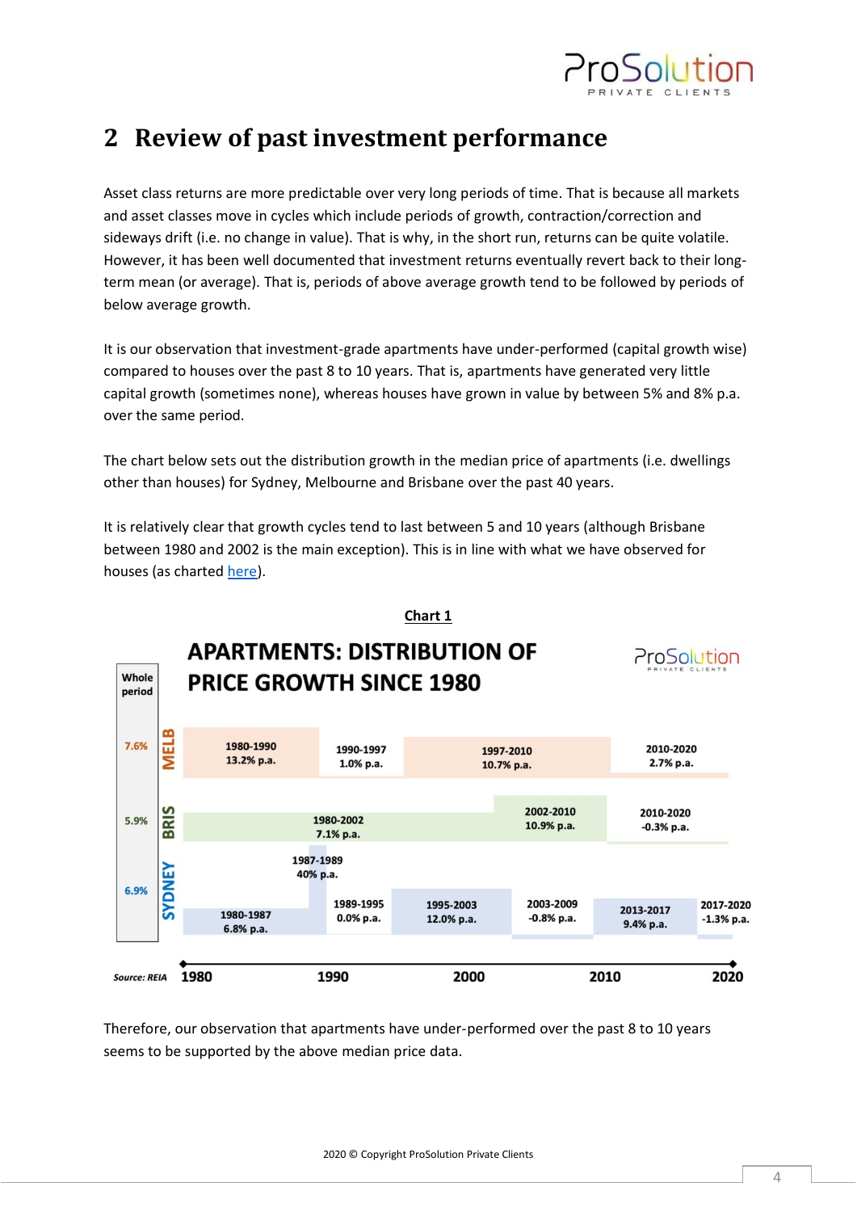## 2 Review of past investment performance

Asset class returns are more predictable over very long periods of time. That is because all markets and asset classes move in cycles which include periods of growth, contraction/correction and sideways drift (i.e. no change in value). That is why, in the short run, returns can be quite volatile. However, it has been well documented that investment returns eventually revert back to their long-term mean (or average). That is, periods of above average growth tend to be followed by periods of below average growth.

It is our observation that investment-grade apartments have under-performed (capital growth wise) compared to houses over the past 8 to 10 years. That is, apartments have generated very little capital growth (sometimes none), whereas houses have grown in value by between 5% and 8% p.a. over the same period.

The chart below sets out the distribution growth in the median price of apartments (i.e. dwellings other than houses) for Sydney, Melbourne and Brisbane over the past 40 years.

It is relatively clear that growth cycles tend to last between 5 and 10 years (although Brisbane between 1980 and 2002 is the main exception). This is in line with what we have observed for houses (as charted here).

**Chart 1**

**APARTMENTS: DISTRIBUTION OF PRICE GROWTH SINCE 1980**

| City | Whole period | Periods |
|---|---|---|
| MELB | 7.6% | 1980-1990: 13.2% p.a.; 1990-1997: 1.0% p.a.; 1997-2010: 10.7% p.a.; 2010-2020: 2.7% p.a. |
| BRIS | 5.9% | 1980-2002: 7.1% p.a.; 2002-2010: 10.9% p.a.; 2010-2020: -0.3% p.a. |
| SYDNEY | 6.9% | 1980-1987: 6.8% p.a.; 1987-1989: 40% p.a.; 1989-1995: 0.0% p.a.; 1995-2003: 12.0% p.a.; 2003-2009: -0.8% p.a.; 2013-2017: 9.4% p.a.; 2017-2020: -1.3% p.a. |

*Source: REIA*

Therefore, our observation that apartments have under-performed over the past 8 to 10 years seems to be supported by the above median price data.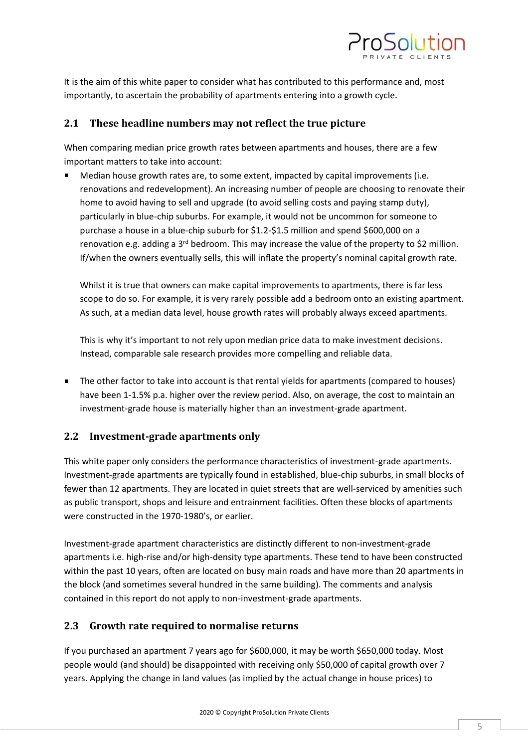It is the aim of this white paper to consider what has contributed to this performance and, most importantly, to ascertain the probability of apartments entering into a growth cycle.

## 2.1 These headline numbers may not reflect the true picture

When comparing median price growth rates between apartments and houses, there are a few important matters to take into account:

- Median house growth rates are, to some extent, impacted by capital improvements (i.e. renovations and redevelopment). An increasing number of people are choosing to renovate their home to avoid having to sell and upgrade (to avoid selling costs and paying stamp duty), particularly in blue-chip suburbs. For example, it would not be uncommon for someone to purchase a house in a blue-chip suburb for $1.2-$1.5 million and spend $600,000 on a renovation e.g. adding a 3rd bedroom. This may increase the value of the property to $2 million. If/when the owners eventually sells, this will inflate the property's nominal capital growth rate.

  Whilst it is true that owners can make capital improvements to apartments, there is far less scope to do so. For example, it is very rarely possible add a bedroom onto an existing apartment. As such, at a median data level, house growth rates will probably always exceed apartments.

  This is why it's important to not rely upon median price data to make investment decisions. Instead, comparable sale research provides more compelling and reliable data.

- The other factor to take into account is that rental yields for apartments (compared to houses) have been 1-1.5% p.a. higher over the review period. Also, on average, the cost to maintain an investment-grade house is materially higher than an investment-grade apartment.

## 2.2 Investment-grade apartments only

This white paper only considers the performance characteristics of investment-grade apartments. Investment-grade apartments are typically found in established, blue-chip suburbs, in small blocks of fewer than 12 apartments. They are located in quiet streets that are well-serviced by amenities such as public transport, shops and leisure and entrainment facilities. Often these blocks of apartments were constructed in the 1970-1980's, or earlier.

Investment-grade apartment characteristics are distinctly different to non-investment-grade apartments i.e. high-rise and/or high-density type apartments. These tend to have been constructed within the past 10 years, often are located on busy main roads and have more than 20 apartments in the block (and sometimes several hundred in the same building). The comments and analysis contained in this report do not apply to non-investment-grade apartments.

## 2.3 Growth rate required to normalise returns

If you purchased an apartment 7 years ago for $600,000, it may be worth $650,000 today. Most people would (and should) be disappointed with receiving only $50,000 of capital growth over 7 years. Applying the change in land values (as implied by the actual change in house prices) to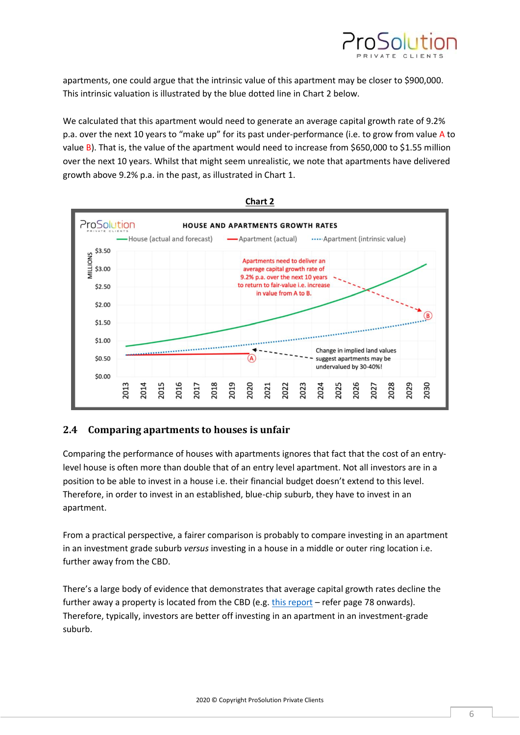apartments, one could argue that the intrinsic value of this apartment may be closer to $900,000. This intrinsic valuation is illustrated by the blue dotted line in Chart 2 below.

We calculated that this apartment would need to generate an average capital growth rate of 9.2% p.a. over the next 10 years to "make up" for its past under-performance (i.e. to grow from value A to value B). That is, the value of the apartment would need to increase from $650,000 to $1.55 million over the next 10 years. Whilst that might seem unrealistic, we note that apartments have delivered growth above 9.2% p.a. in the past, as illustrated in Chart 1.

**Chart 2**

## 2.4 Comparing apartments to houses is unfair

Comparing the performance of houses with apartments ignores that fact that the cost of an entry-level house is often more than double that of an entry level apartment. Not all investors are in a position to be able to invest in a house i.e. their financial budget doesn't extend to this level. Therefore, in order to invest in an established, blue-chip suburb, they have to invest in an apartment.

From a practical perspective, a fairer comparison is probably to compare investing in an apartment in an investment grade suburb *versus* investing in a house in a middle or outer ring location i.e. further away from the CBD.

There's a large body of evidence that demonstrates that average capital growth rates decline the further away a property is located from the CBD (e.g. this report – refer page 78 onwards). Therefore, typically, investors are better off investing in an apartment in an investment-grade suburb.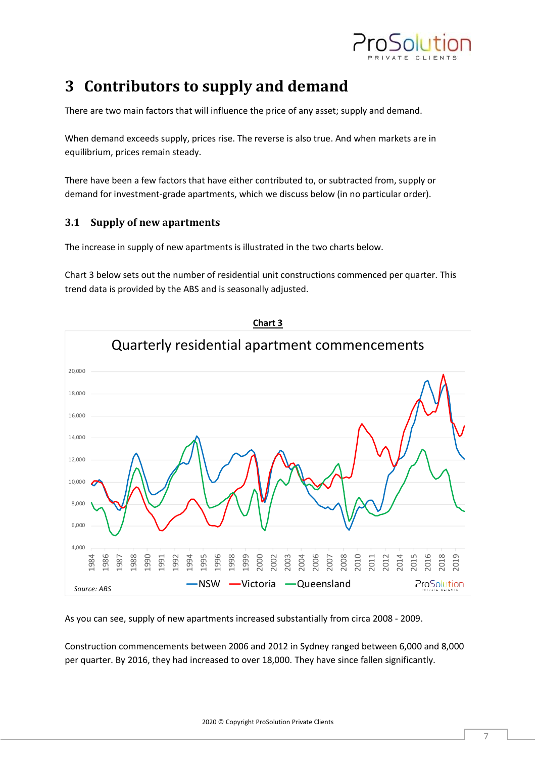# 3 Contributors to supply and demand

There are two main factors that will influence the price of any asset; supply and demand.

When demand exceeds supply, prices rise. The reverse is also true. And when markets are in equilibrium, prices remain steady.

There have been a few factors that have either contributed to, or subtracted from, supply or demand for investment-grade apartments, which we discuss below (in no particular order).

## 3.1 Supply of new apartments

The increase in supply of new apartments is illustrated in the two charts below.

Chart 3 below sets out the number of residential unit constructions commenced per quarter. This trend data is provided by the ABS and is seasonally adjusted.

**Chart 3**

Quarterly residential apartment commencements

*Source: ABS*

As you can see, supply of new apartments increased substantially from circa 2008 - 2009.

Construction commencements between 2006 and 2012 in Sydney ranged between 6,000 and 8,000 per quarter. By 2016, they had increased to over 18,000. They have since fallen significantly.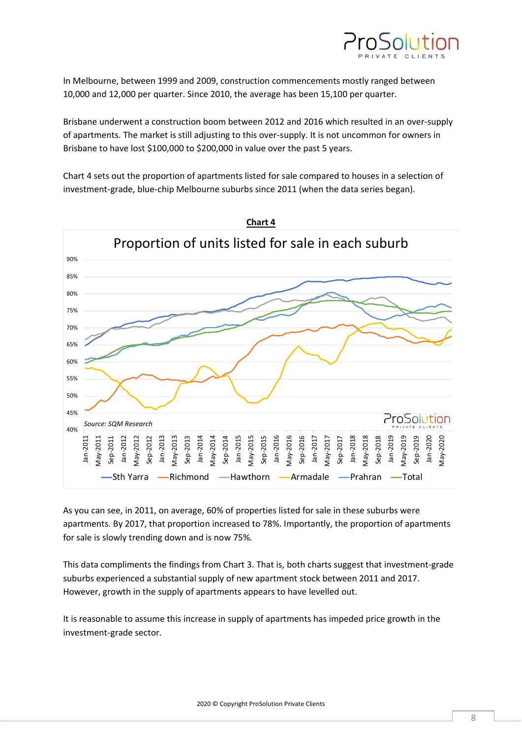In Melbourne, between 1999 and 2009, construction commencements mostly ranged between 10,000 and 12,000 per quarter. Since 2010, the average has been 15,100 per quarter.

Brisbane underwent a construction boom between 2012 and 2016 which resulted in an over-supply of apartments. The market is still adjusting to this over-supply. It is not uncommon for owners in Brisbane to have lost $100,000 to $200,000 in value over the past 5 years.

Chart 4 sets out the proportion of apartments listed for sale compared to houses in a selection of investment-grade, blue-chip Melbourne suburbs since 2011 (when the data series began).

**Chart 4**

Proportion of units listed for sale in each suburb

Source: SQM Research

Sth Yarra, Richmond, Hawthorn, Armadale, Prahran, Total

As you can see, in 2011, on average, 60% of properties listed for sale in these suburbs were apartments. By 2017, that proportion increased to 78%. Importantly, the proportion of apartments for sale is slowly trending down and is now 75%.

This data compliments the findings from Chart 3. That is, both charts suggest that investment-grade suburbs experienced a substantial supply of new apartment stock between 2011 and 2017. However, growth in the supply of apartments appears to have levelled out.

It is reasonable to assume this increase in supply of apartments has impeded price growth in the investment-grade sector.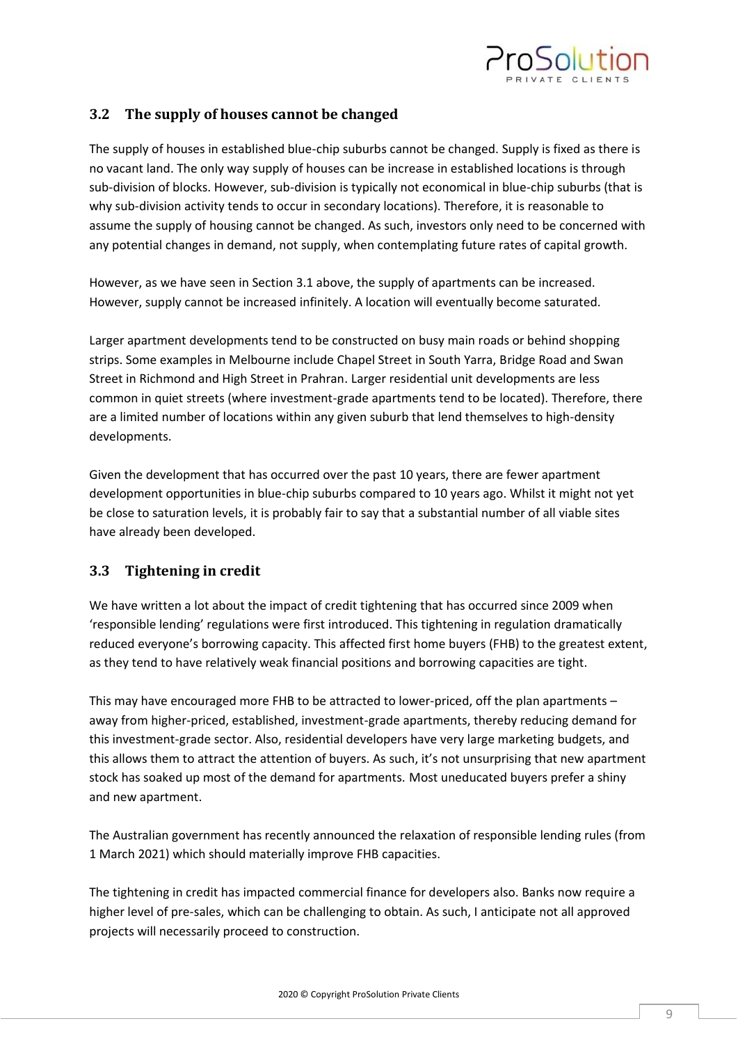## 3.2 The supply of houses cannot be changed

The supply of houses in established blue-chip suburbs cannot be changed. Supply is fixed as there is no vacant land. The only way supply of houses can be increase in established locations is through sub-division of blocks. However, sub-division is typically not economical in blue-chip suburbs (that is why sub-division activity tends to occur in secondary locations). Therefore, it is reasonable to assume the supply of housing cannot be changed. As such, investors only need to be concerned with any potential changes in demand, not supply, when contemplating future rates of capital growth.

However, as we have seen in Section 3.1 above, the supply of apartments can be increased. However, supply cannot be increased infinitely. A location will eventually become saturated.

Larger apartment developments tend to be constructed on busy main roads or behind shopping strips. Some examples in Melbourne include Chapel Street in South Yarra, Bridge Road and Swan Street in Richmond and High Street in Prahran. Larger residential unit developments are less common in quiet streets (where investment-grade apartments tend to be located). Therefore, there are a limited number of locations within any given suburb that lend themselves to high-density developments.

Given the development that has occurred over the past 10 years, there are fewer apartment development opportunities in blue-chip suburbs compared to 10 years ago. Whilst it might not yet be close to saturation levels, it is probably fair to say that a substantial number of all viable sites have already been developed.

## 3.3 Tightening in credit

We have written a lot about the impact of credit tightening that has occurred since 2009 when 'responsible lending' regulations were first introduced. This tightening in regulation dramatically reduced everyone's borrowing capacity. This affected first home buyers (FHB) to the greatest extent, as they tend to have relatively weak financial positions and borrowing capacities are tight.

This may have encouraged more FHB to be attracted to lower-priced, off the plan apartments – away from higher-priced, established, investment-grade apartments, thereby reducing demand for this investment-grade sector. Also, residential developers have very large marketing budgets, and this allows them to attract the attention of buyers. As such, it's not unsurprising that new apartment stock has soaked up most of the demand for apartments. Most uneducated buyers prefer a shiny and new apartment.

The Australian government has recently announced the relaxation of responsible lending rules (from 1 March 2021) which should materially improve FHB capacities.

The tightening in credit has impacted commercial finance for developers also. Banks now require a higher level of pre-sales, which can be challenging to obtain. As such, I anticipate not all approved projects will necessarily proceed to construction.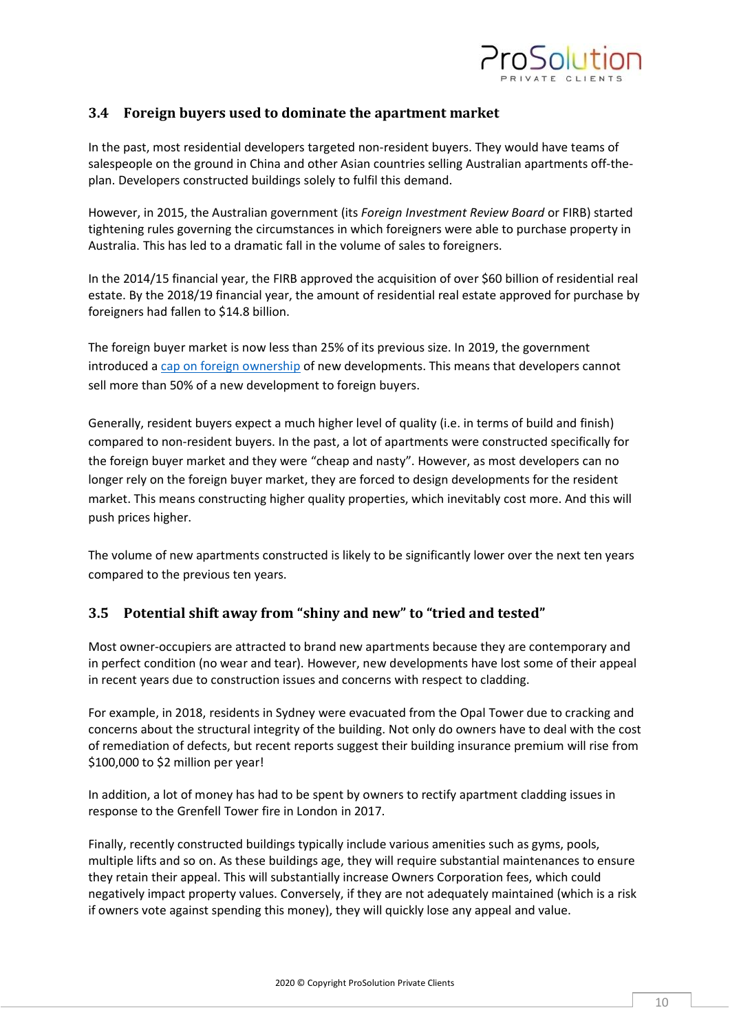### 3.4 Foreign buyers used to dominate the apartment market

In the past, most residential developers targeted non-resident buyers. They would have teams of salespeople on the ground in China and other Asian countries selling Australian apartments off-the-plan. Developers constructed buildings solely to fulfil this demand.

However, in 2015, the Australian government (its *Foreign Investment Review Board* or FIRB) started tightening rules governing the circumstances in which foreigners were able to purchase property in Australia. This has led to a dramatic fall in the volume of sales to foreigners.

In the 2014/15 financial year, the FIRB approved the acquisition of over $60 billion of residential real estate. By the 2018/19 financial year, the amount of residential real estate approved for purchase by foreigners had fallen to $14.8 billion.

The foreign buyer market is now less than 25% of its previous size. In 2019, the government introduced a cap on foreign ownership of new developments. This means that developers cannot sell more than 50% of a new development to foreign buyers.

Generally, resident buyers expect a much higher level of quality (i.e. in terms of build and finish) compared to non-resident buyers. In the past, a lot of apartments were constructed specifically for the foreign buyer market and they were "cheap and nasty". However, as most developers can no longer rely on the foreign buyer market, they are forced to design developments for the resident market. This means constructing higher quality properties, which inevitably cost more. And this will push prices higher.

The volume of new apartments constructed is likely to be significantly lower over the next ten years compared to the previous ten years.

### 3.5 Potential shift away from "shiny and new" to "tried and tested"

Most owner-occupiers are attracted to brand new apartments because they are contemporary and in perfect condition (no wear and tear). However, new developments have lost some of their appeal in recent years due to construction issues and concerns with respect to cladding.

For example, in 2018, residents in Sydney were evacuated from the Opal Tower due to cracking and concerns about the structural integrity of the building. Not only do owners have to deal with the cost of remediation of defects, but recent reports suggest their building insurance premium will rise from $100,000 to $2 million per year!

In addition, a lot of money has had to be spent by owners to rectify apartment cladding issues in response to the Grenfell Tower fire in London in 2017.

Finally, recently constructed buildings typically include various amenities such as gyms, pools, multiple lifts and so on. As these buildings age, they will require substantial maintenances to ensure they retain their appeal. This will substantially increase Owners Corporation fees, which could negatively impact property values. Conversely, if they are not adequately maintained (which is a risk if owners vote against spending this money), they will quickly lose any appeal and value.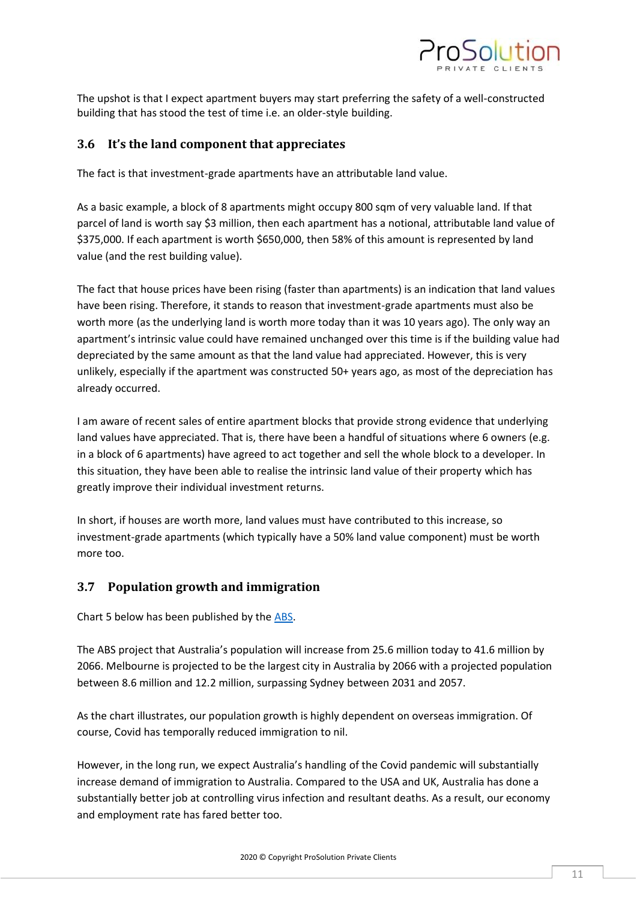The upshot is that I expect apartment buyers may start preferring the safety of a well-constructed building that has stood the test of time i.e. an older-style building.

### 3.6 It's the land component that appreciates

The fact is that investment-grade apartments have an attributable land value.

As a basic example, a block of 8 apartments might occupy 800 sqm of very valuable land. If that parcel of land is worth say $3 million, then each apartment has a notional, attributable land value of $375,000. If each apartment is worth $650,000, then 58% of this amount is represented by land value (and the rest building value).

The fact that house prices have been rising (faster than apartments) is an indication that land values have been rising. Therefore, it stands to reason that investment-grade apartments must also be worth more (as the underlying land is worth more today than it was 10 years ago). The only way an apartment's intrinsic value could have remained unchanged over this time is if the building value had depreciated by the same amount as that the land value had appreciated. However, this is very unlikely, especially if the apartment was constructed 50+ years ago, as most of the depreciation has already occurred.

I am aware of recent sales of entire apartment blocks that provide strong evidence that underlying land values have appreciated. That is, there have been a handful of situations where 6 owners (e.g. in a block of 6 apartments) have agreed to act together and sell the whole block to a developer. In this situation, they have been able to realise the intrinsic land value of their property which has greatly improve their individual investment returns.

In short, if houses are worth more, land values must have contributed to this increase, so investment-grade apartments (which typically have a 50% land value component) must be worth more too.

### 3.7 Population growth and immigration

Chart 5 below has been published by the ABS.

The ABS project that Australia's population will increase from 25.6 million today to 41.6 million by 2066. Melbourne is projected to be the largest city in Australia by 2066 with a projected population between 8.6 million and 12.2 million, surpassing Sydney between 2031 and 2057.

As the chart illustrates, our population growth is highly dependent on overseas immigration. Of course, Covid has temporally reduced immigration to nil.

However, in the long run, we expect Australia's handling of the Covid pandemic will substantially increase demand of immigration to Australia. Compared to the USA and UK, Australia has done a substantially better job at controlling virus infection and resultant deaths. As a result, our economy and employment rate has fared better too.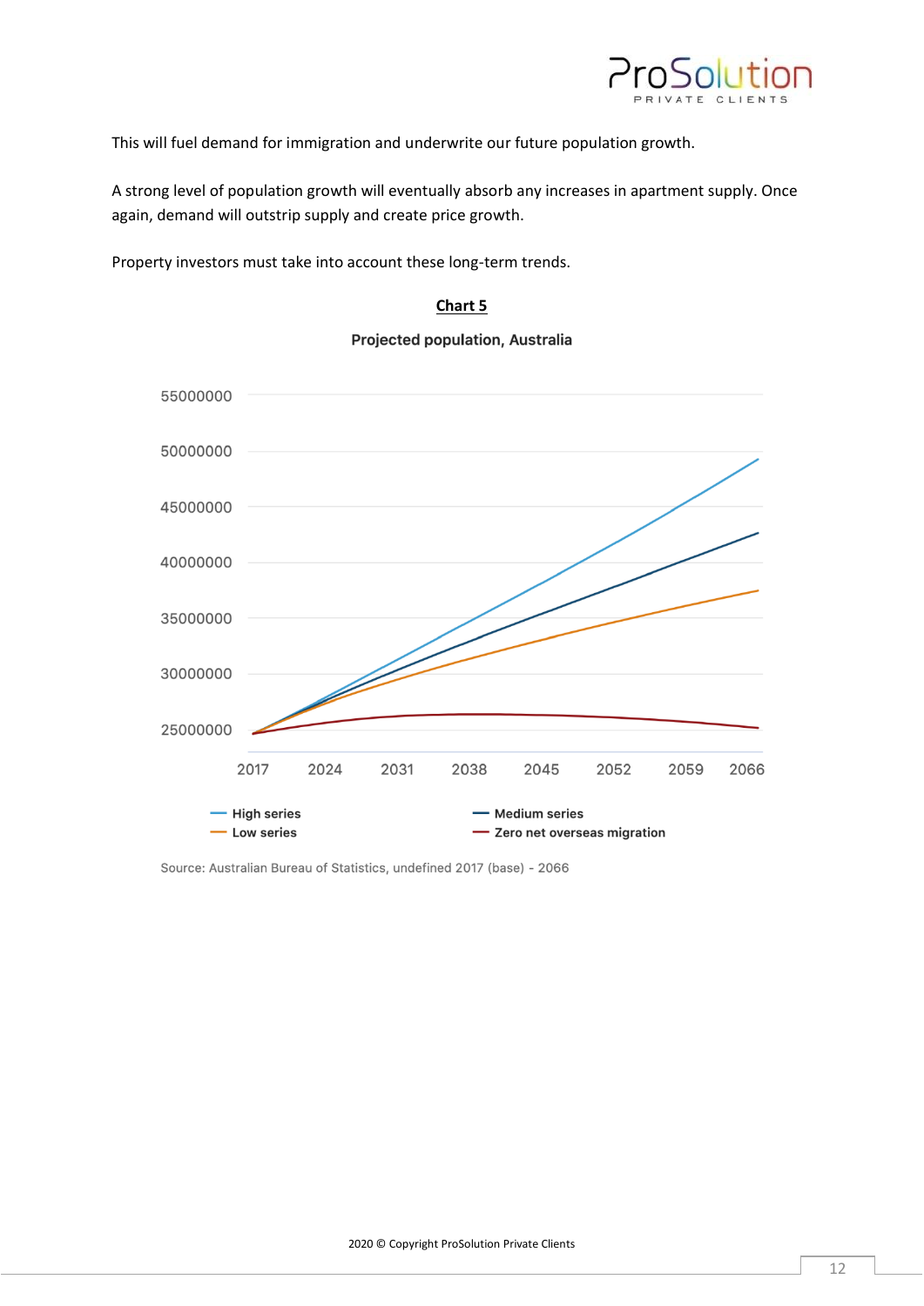This will fuel demand for immigration and underwrite our future population growth.

A strong level of population growth will eventually absorb any increases in apartment supply. Once again, demand will outstrip supply and create price growth.

Property investors must take into account these long-term trends.

**Chart 5**

**Projected population, Australia**

Source: Australian Bureau of Statistics, undefined 2017 (base) - 2066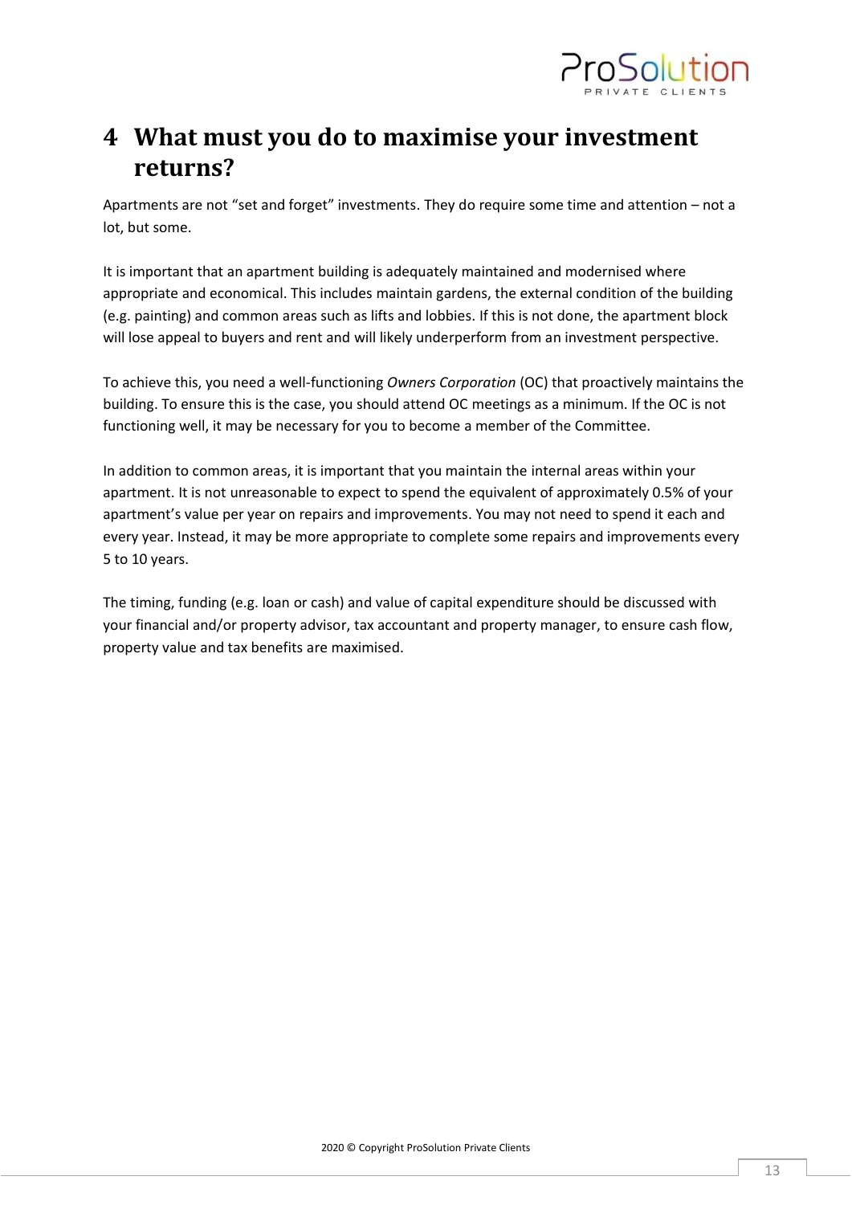# 4 What must you do to maximise your investment returns?

Apartments are not "set and forget" investments. They do require some time and attention – not a lot, but some.

It is important that an apartment building is adequately maintained and modernised where appropriate and economical. This includes maintain gardens, the external condition of the building (e.g. painting) and common areas such as lifts and lobbies. If this is not done, the apartment block will lose appeal to buyers and rent and will likely underperform from an investment perspective.

To achieve this, you need a well-functioning *Owners Corporation* (OC) that proactively maintains the building. To ensure this is the case, you should attend OC meetings as a minimum. If the OC is not functioning well, it may be necessary for you to become a member of the Committee.

In addition to common areas, it is important that you maintain the internal areas within your apartment. It is not unreasonable to expect to spend the equivalent of approximately 0.5% of your apartment's value per year on repairs and improvements. You may not need to spend it each and every year. Instead, it may be more appropriate to complete some repairs and improvements every 5 to 10 years.

The timing, funding (e.g. loan or cash) and value of capital expenditure should be discussed with your financial and/or property advisor, tax accountant and property manager, to ensure cash flow, property value and tax benefits are maximised.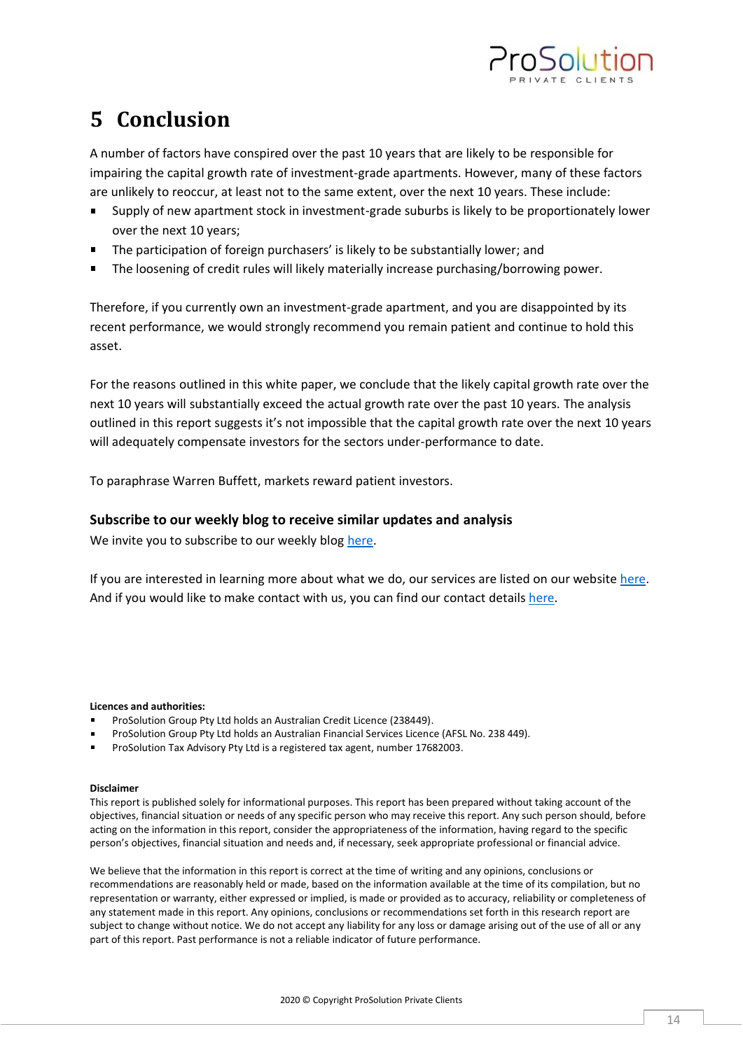# 5 Conclusion

A number of factors have conspired over the past 10 years that are likely to be responsible for impairing the capital growth rate of investment-grade apartments. However, many of these factors are unlikely to reoccur, at least not to the same extent, over the next 10 years. These include:

- Supply of new apartment stock in investment-grade suburbs is likely to be proportionately lower over the next 10 years;
- The participation of foreign purchasers' is likely to be substantially lower; and
- The loosening of credit rules will likely materially increase purchasing/borrowing power.

Therefore, if you currently own an investment-grade apartment, and you are disappointed by its recent performance, we would strongly recommend you remain patient and continue to hold this asset.

For the reasons outlined in this white paper, we conclude that the likely capital growth rate over the next 10 years will substantially exceed the actual growth rate over the past 10 years. The analysis outlined in this report suggests it's not impossible that the capital growth rate over the next 10 years will adequately compensate investors for the sectors under-performance to date.

To paraphrase Warren Buffett, markets reward patient investors.

### Subscribe to our weekly blog to receive similar updates and analysis

We invite you to subscribe to our weekly blog here.

If you are interested in learning more about what we do, our services are listed on our website here. And if you would like to make contact with us, you can find our contact details here.

**Licences and authorities:**

- ProSolution Group Pty Ltd holds an Australian Credit Licence (238449).
- ProSolution Group Pty Ltd holds an Australian Financial Services Licence (AFSL No. 238 449).
- ProSolution Tax Advisory Pty Ltd is a registered tax agent, number 17682003.

**Disclaimer**

This report is published solely for informational purposes. This report has been prepared without taking account of the objectives, financial situation or needs of any specific person who may receive this report. Any such person should, before acting on the information in this report, consider the appropriateness of the information, having regard to the specific person's objectives, financial situation and needs and, if necessary, seek appropriate professional or financial advice.

We believe that the information in this report is correct at the time of writing and any opinions, conclusions or recommendations are reasonably held or made, based on the information available at the time of its compilation, but no representation or warranty, either expressed or implied, is made or provided as to accuracy, reliability or completeness of any statement made in this report. Any opinions, conclusions or recommendations set forth in this research report are subject to change without notice. We do not accept any liability for any loss or damage arising out of the use of all or any part of this report. Past performance is not a reliable indicator of future performance.

2020 © Copyright ProSolution Private Clients